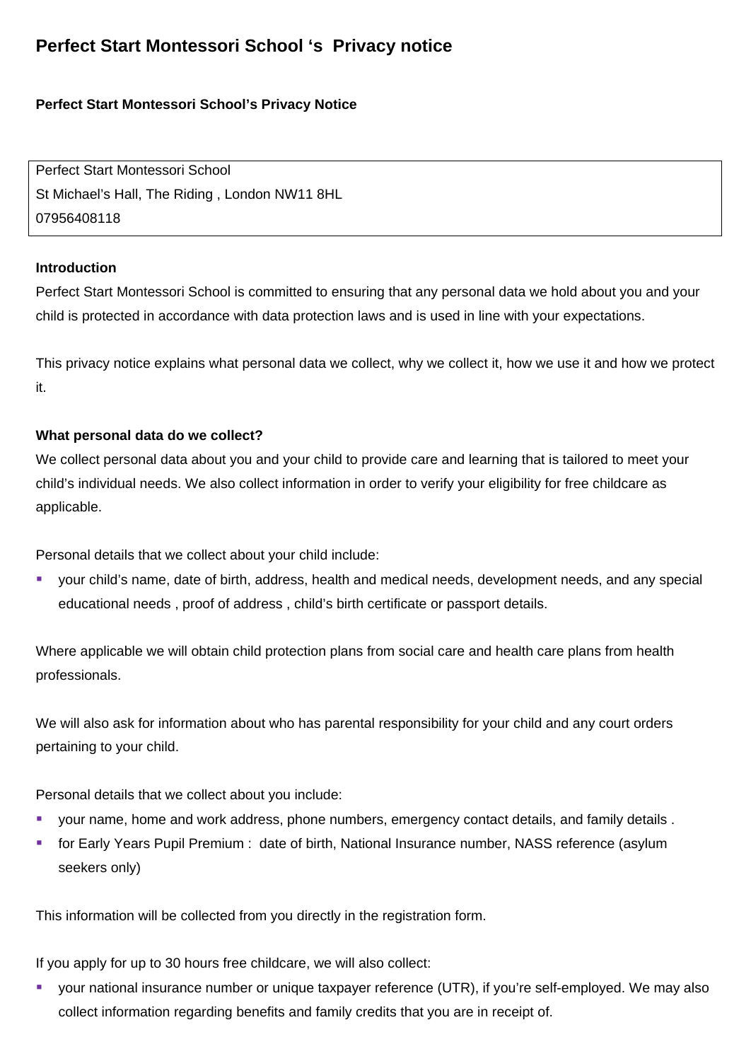# Perfect Start Montessori School ‘s  Privacy notice

**Perfect Start Montessori School’s Privacy Notice**

Perfect Start Montessori School
St Michael’s Hall, The Riding , London NW11 8HL
07956408118

**Introduction**

Perfect Start Montessori School is committed to ensuring that any personal data we hold about you and your child is protected in accordance with data protection laws and is used in line with your expectations.

This privacy notice explains what personal data we collect, why we collect it, how we use it and how we protect it.

**What personal data do we collect?**

We collect personal data about you and your child to provide care and learning that is tailored to meet your child’s individual needs. We also collect information in order to verify your eligibility for free childcare as applicable.

Personal details that we collect about your child include:

- your child’s name, date of birth, address, health and medical needs, development needs, and any special educational needs , proof of address , child’s birth certificate or passport details.

Where applicable we will obtain child protection plans from social care and health care plans from health professionals.

We will also ask for information about who has parental responsibility for your child and any court orders pertaining to your child.

Personal details that we collect about you include:

- your name, home and work address, phone numbers, emergency contact details, and family details .
- for Early Years Pupil Premium :  date of birth, National Insurance number, NASS reference (asylum seekers only)

This information will be collected from you directly in the registration form.

If you apply for up to 30 hours free childcare, we will also collect:

- your national insurance number or unique taxpayer reference (UTR), if you’re self-employed. We may also collect information regarding benefits and family credits that you are in receipt of.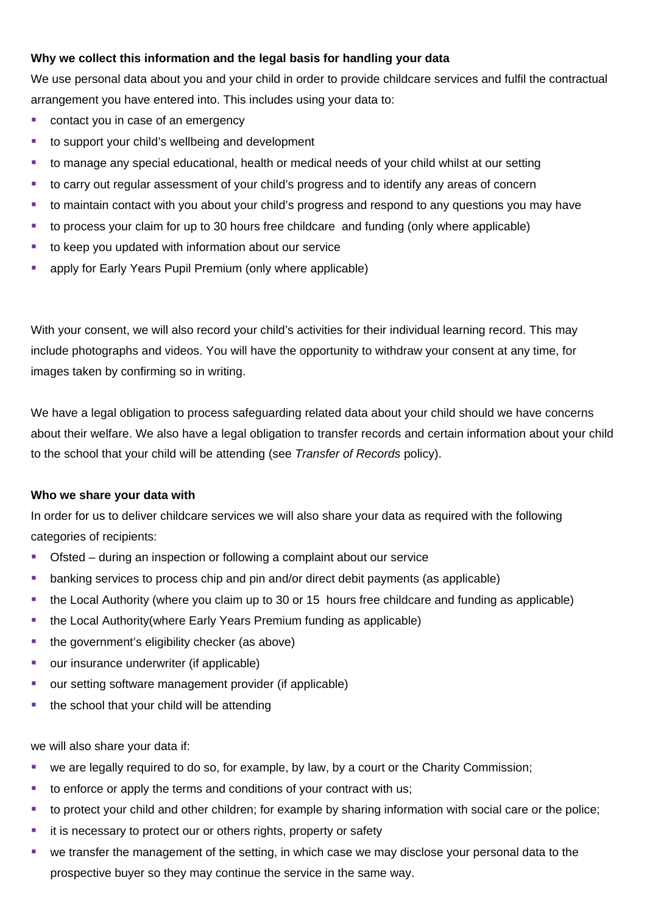**Why we collect this information and the legal basis for handling your data**

We use personal data about you and your child in order to provide childcare services and fulfil the contractual arrangement you have entered into. This includes using your data to:

- contact you in case of an emergency
- to support your child's wellbeing and development
- to manage any special educational, health or medical needs of your child whilst at our setting
- to carry out regular assessment of your child's progress and to identify any areas of concern
- to maintain contact with you about your child's progress and respond to any questions you may have
- to process your claim for up to 30 hours free childcare and funding (only where applicable)
- to keep you updated with information about our service
- apply for Early Years Pupil Premium (only where applicable)

With your consent, we will also record your child's activities for their individual learning record. This may include photographs and videos. You will have the opportunity to withdraw your consent at any time, for images taken by confirming so in writing.

We have a legal obligation to process safeguarding related data about your child should we have concerns about their welfare. We also have a legal obligation to transfer records and certain information about your child to the school that your child will be attending (see *Transfer of Records* policy).

**Who we share your data with**

In order for us to deliver childcare services we will also share your data as required with the following categories of recipients:

- Ofsted – during an inspection or following a complaint about our service
- banking services to process chip and pin and/or direct debit payments (as applicable)
- the Local Authority (where you claim up to 30 or 15 hours free childcare and funding as applicable)
- the Local Authority(where Early Years Premium funding as applicable)
- the government's eligibility checker (as above)
- our insurance underwriter (if applicable)
- our setting software management provider (if applicable)
- the school that your child will be attending

we will also share your data if:

- we are legally required to do so, for example, by law, by a court or the Charity Commission;
- to enforce or apply the terms and conditions of your contract with us;
- to protect your child and other children; for example by sharing information with social care or the police;
- it is necessary to protect our or others rights, property or safety
- we transfer the management of the setting, in which case we may disclose your personal data to the prospective buyer so they may continue the service in the same way.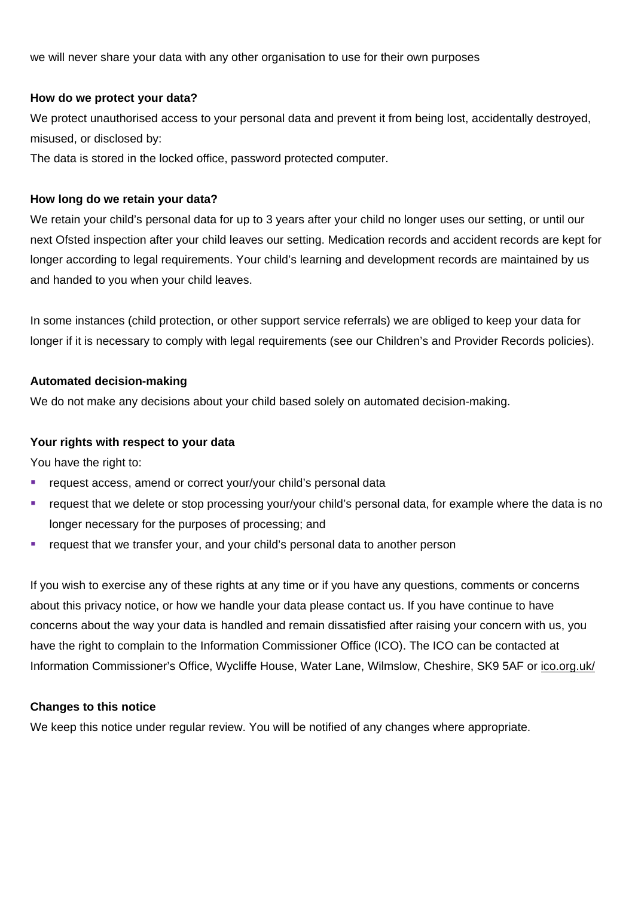we will never share your data with any other organisation to use for their own purposes

**How do we protect your data?**

We protect unauthorised access to your personal data and prevent it from being lost, accidentally destroyed, misused, or disclosed by:

The data is stored in the locked office, password protected computer.

**How long do we retain your data?**

We retain your child's personal data for up to 3 years after your child no longer uses our setting, or until our next Ofsted inspection after your child leaves our setting. Medication records and accident records are kept for longer according to legal requirements. Your child's learning and development records are maintained by us and handed to you when your child leaves.

In some instances (child protection, or other support service referrals) we are obliged to keep your data for longer if it is necessary to comply with legal requirements (see our Children's and Provider Records policies).

**Automated decision-making**

We do not make any decisions about your child based solely on automated decision-making.

**Your rights with respect to your data**

You have the right to:

- request access, amend or correct your/your child's personal data
- request that we delete or stop processing your/your child's personal data, for example where the data is no longer necessary for the purposes of processing; and
- request that we transfer your, and your child's personal data to another person

If you wish to exercise any of these rights at any time or if you have any questions, comments or concerns about this privacy notice, or how we handle your data please contact us. If you have continue to have concerns about the way your data is handled and remain dissatisfied after raising your concern with us, you have the right to complain to the Information Commissioner Office (ICO). The ICO can be contacted at Information Commissioner's Office, Wycliffe House, Water Lane, Wilmslow, Cheshire, SK9 5AF or ico.org.uk/

**Changes to this notice**

We keep this notice under regular review. You will be notified of any changes where appropriate.